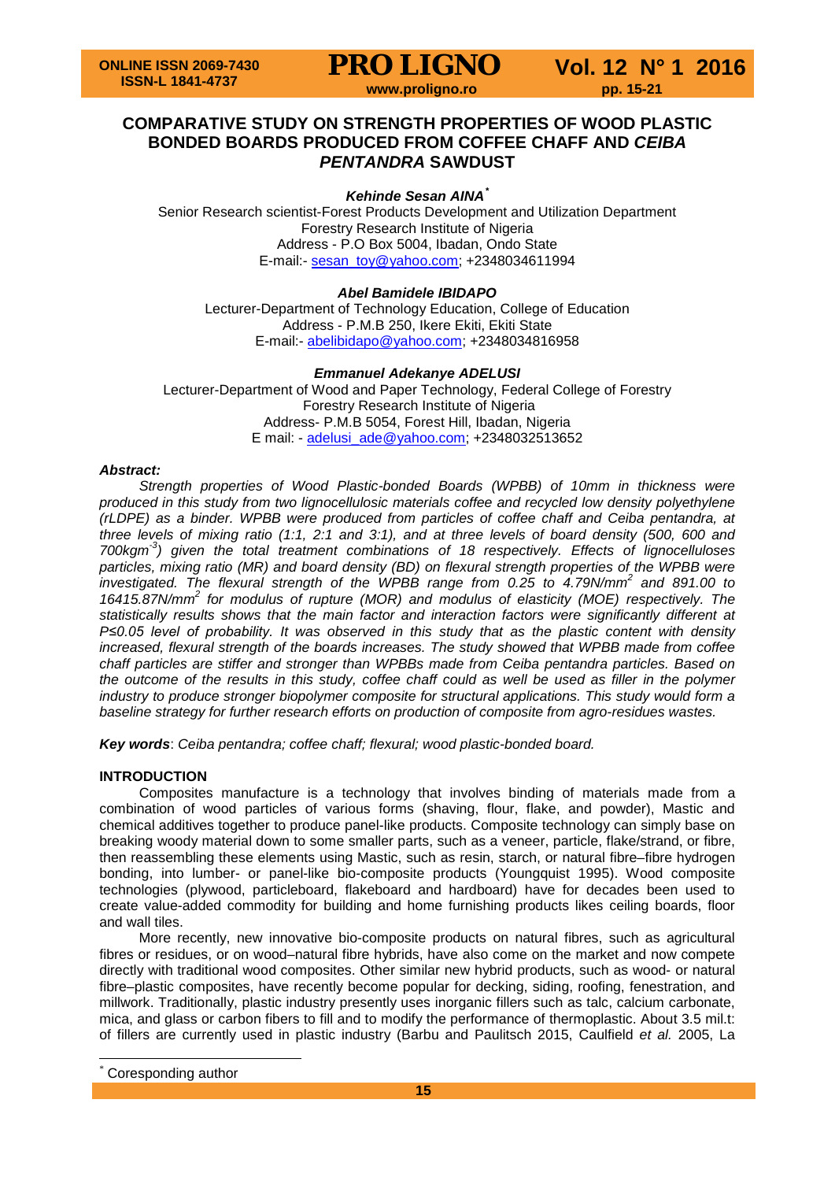# COMPARATIVE STUDY ON STRENGTH PROPERTIES OF WOOD PLASTIC BONDED BOARDS PRODUCED FROM COFFEE CHAFF AND *CEIBA PENTANDRA* SAWDUST

***Kehinde Sesan AINA****

Senior Research scientist-Forest Products Development and Utilization Department
Forestry Research Institute of Nigeria
Address - P.O Box 5004, Ibadan, Ondo State
E-mail:- sesan_toy@yahoo.com; +2348034611994

***Abel Bamidele IBIDAPO***

Lecturer-Department of Technology Education, College of Education
Address - P.M.B 250, Ikere Ekiti, Ekiti State
E-mail:- abelibidapo@yahoo.com; +2348034816958

***Emmanuel Adekanye ADELUSI***

Lecturer-Department of Wood and Paper Technology, Federal College of Forestry
Forestry Research Institute of Nigeria
Address- P.M.B 5054, Forest Hill, Ibadan, Nigeria
E mail: - adelusi_ade@yahoo.com; +2348032513652

***Abstract:***

*Strength properties of Wood Plastic-bonded Boards (WPBB) of 10mm in thickness were produced in this study from two lignocellulosic materials coffee and recycled low density polyethylene (rLDPE) as a binder. WPBB were produced from particles of coffee chaff and Ceiba pentandra, at three levels of mixing ratio (1:1, 2:1 and 3:1), and at three levels of board density (500, 600 and 700kgm$^{-3}$) given the total treatment combinations of 18 respectively. Effects of lignocelluloses particles, mixing ratio (MR) and board density (BD) on flexural strength properties of the WPBB were investigated. The flexural strength of the WPBB range from 0.25 to 4.79N/mm$^2$ and 891.00 to 16415.87N/mm$^2$ for modulus of rupture (MOR) and modulus of elasticity (MOE) respectively. The statistically results shows that the main factor and interaction factors were significantly different at P≤0.05 level of probability. It was observed in this study that as the plastic content with density increased, flexural strength of the boards increases. The study showed that WPBB made from coffee chaff particles are stiffer and stronger than WPBBs made from Ceiba pentandra particles. Based on the outcome of the results in this study, coffee chaff could as well be used as filler in the polymer industry to produce stronger biopolymer composite for structural applications. This study would form a baseline strategy for further research efforts on production of composite from agro-residues wastes.*

***Key words**: Ceiba pentandra; coffee chaff; flexural; wood plastic-bonded board.*

## INTRODUCTION

Composites manufacture is a technology that involves binding of materials made from a combination of wood particles of various forms (shaving, flour, flake, and powder), Mastic and chemical additives together to produce panel-like products. Composite technology can simply base on breaking woody material down to some smaller parts, such as a veneer, particle, flake/strand, or fibre, then reassembling these elements using Mastic, such as resin, starch, or natural fibre–fibre hydrogen bonding, into lumber- or panel-like bio-composite products (Youngquist 1995). Wood composite technologies (plywood, particleboard, flakeboard and hardboard) have for decades been used to create value-added commodity for building and home furnishing products likes ceiling boards, floor and wall tiles.

More recently, new innovative bio-composite products on natural fibres, such as agricultural fibres or residues, or on wood–natural fibre hybrids, have also come on the market and now compete directly with traditional wood composites. Other similar new hybrid products, such as wood- or natural fibre–plastic composites, have recently become popular for decking, siding, roofing, fenestration, and millwork. Traditionally, plastic industry presently uses inorganic fillers such as talc, calcium carbonate, mica, and glass or carbon fibers to fill and to modify the performance of thermoplastic. About 3.5 mil.t: of fillers are currently used in plastic industry (Barbu and Paulitsch 2015, Caulfield *et al.* 2005, La

* Coresponding author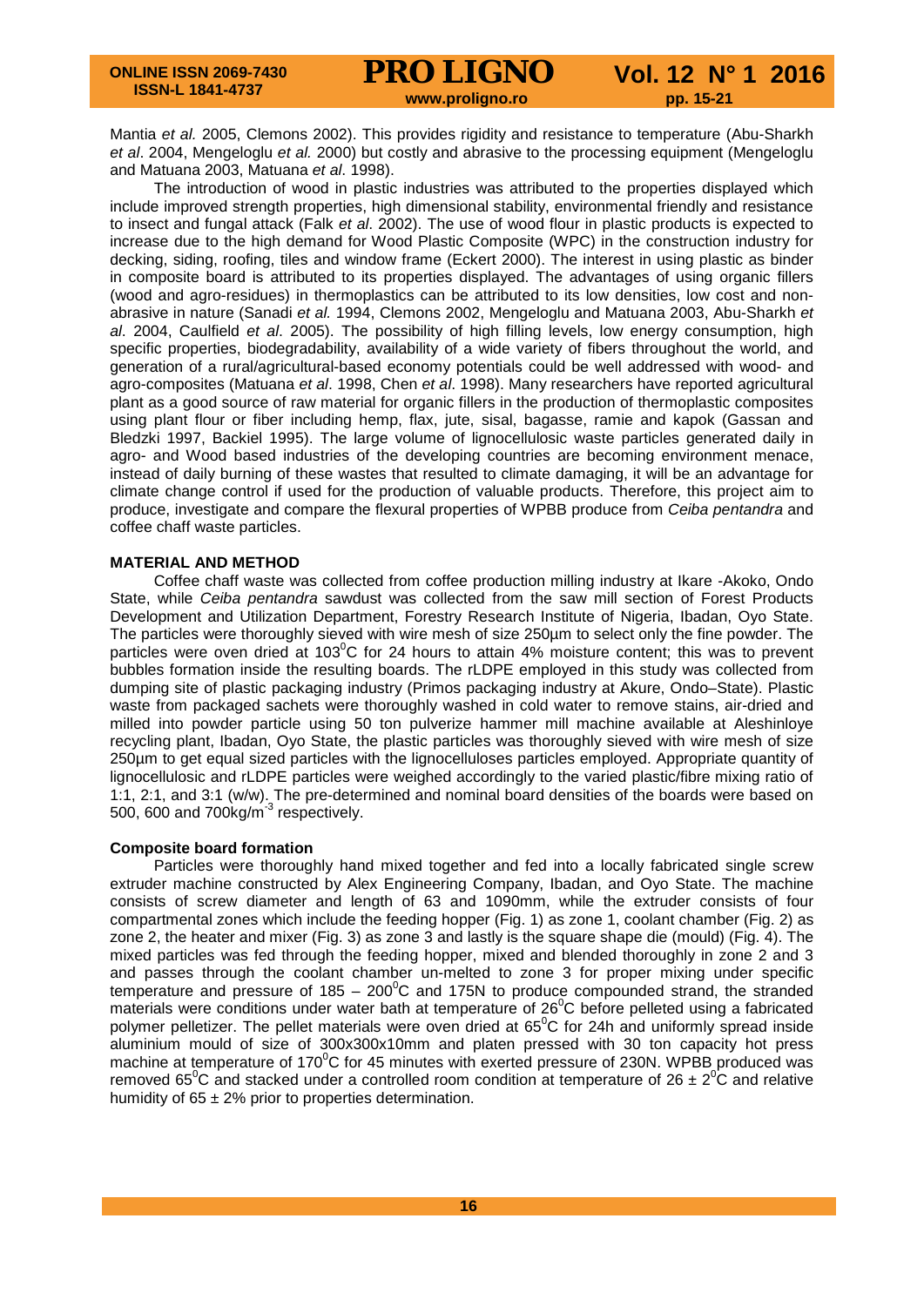Mantia *et al.* 2005, Clemons 2002). This provides rigidity and resistance to temperature (Abu-Sharkh *et al*. 2004, Mengeloglu *et al.* 2000) but costly and abrasive to the processing equipment (Mengeloglu and Matuana 2003, Matuana *et al*. 1998).

The introduction of wood in plastic industries was attributed to the properties displayed which include improved strength properties, high dimensional stability, environmental friendly and resistance to insect and fungal attack (Falk *et al*. 2002). The use of wood flour in plastic products is expected to increase due to the high demand for Wood Plastic Composite (WPC) in the construction industry for decking, siding, roofing, tiles and window frame (Eckert 2000). The interest in using plastic as binder in composite board is attributed to its properties displayed. The advantages of using organic fillers (wood and agro-residues) in thermoplastics can be attributed to its low densities, low cost and non-abrasive in nature (Sanadi *et al.* 1994, Clemons 2002, Mengeloglu and Matuana 2003, Abu-Sharkh *et al*. 2004, Caulfield *et al*. 2005). The possibility of high filling levels, low energy consumption, high specific properties, biodegradability, availability of a wide variety of fibers throughout the world, and generation of a rural/agricultural-based economy potentials could be well addressed with wood- and agro-composites (Matuana *et al*. 1998, Chen *et al*. 1998). Many researchers have reported agricultural plant as a good source of raw material for organic fillers in the production of thermoplastic composites using plant flour or fiber including hemp, flax, jute, sisal, bagasse, ramie and kapok (Gassan and Bledzki 1997, Backiel 1995). The large volume of lignocellulosic waste particles generated daily in agro- and Wood based industries of the developing countries are becoming environment menace, instead of daily burning of these wastes that resulted to climate damaging, it will be an advantage for climate change control if used for the production of valuable products. Therefore, this project aim to produce, investigate and compare the flexural properties of WPBB produce from *Ceiba pentandra* and coffee chaff waste particles.

## MATERIAL AND METHOD

Coffee chaff waste was collected from coffee production milling industry at Ikare -Akoko, Ondo State, while *Ceiba pentandra* sawdust was collected from the saw mill section of Forest Products Development and Utilization Department, Forestry Research Institute of Nigeria, Ibadan, Oyo State. The particles were thoroughly sieved with wire mesh of size 250µm to select only the fine powder. The particles were oven dried at 103$^0$C for 24 hours to attain 4% moisture content; this was to prevent bubbles formation inside the resulting boards. The rLDPE employed in this study was collected from dumping site of plastic packaging industry (Primos packaging industry at Akure, Ondo–State). Plastic waste from packaged sachets were thoroughly washed in cold water to remove stains, air-dried and milled into powder particle using 50 ton pulverize hammer mill machine available at Aleshinloye recycling plant, Ibadan, Oyo State, the plastic particles was thoroughly sieved with wire mesh of size 250µm to get equal sized particles with the lignocelluloses particles employed. Appropriate quantity of lignocellulosic and rLDPE particles were weighed accordingly to the varied plastic/fibre mixing ratio of 1:1, 2:1, and 3:1 (w/w). The pre-determined and nominal board densities of the boards were based on 500, 600 and 700kg/m$^{-3}$ respectively.

### Composite board formation

Particles were thoroughly hand mixed together and fed into a locally fabricated single screw extruder machine constructed by Alex Engineering Company, Ibadan, and Oyo State. The machine consists of screw diameter and length of 63 and 1090mm, while the extruder consists of four compartmental zones which include the feeding hopper (Fig. 1) as zone 1, coolant chamber (Fig. 2) as zone 2, the heater and mixer (Fig. 3) as zone 3 and lastly is the square shape die (mould) (Fig. 4). The mixed particles was fed through the feeding hopper, mixed and blended thoroughly in zone 2 and 3 and passes through the coolant chamber un-melted to zone 3 for proper mixing under specific temperature and pressure of 185 – 200$^0$C and 175N to produce compounded strand, the stranded materials were conditions under water bath at temperature of 26$^0$C before pelleted using a fabricated polymer pelletizer. The pellet materials were oven dried at 65$^0$C for 24h and uniformly spread inside aluminium mould of size of 300x300x10mm and platen pressed with 30 ton capacity hot press machine at temperature of 170$^0$C for 45 minutes with exerted pressure of 230N. WPBB produced was removed 65$^0$C and stacked under a controlled room condition at temperature of 26 ± 2$^0$C and relative humidity of 65 ± 2% prior to properties determination.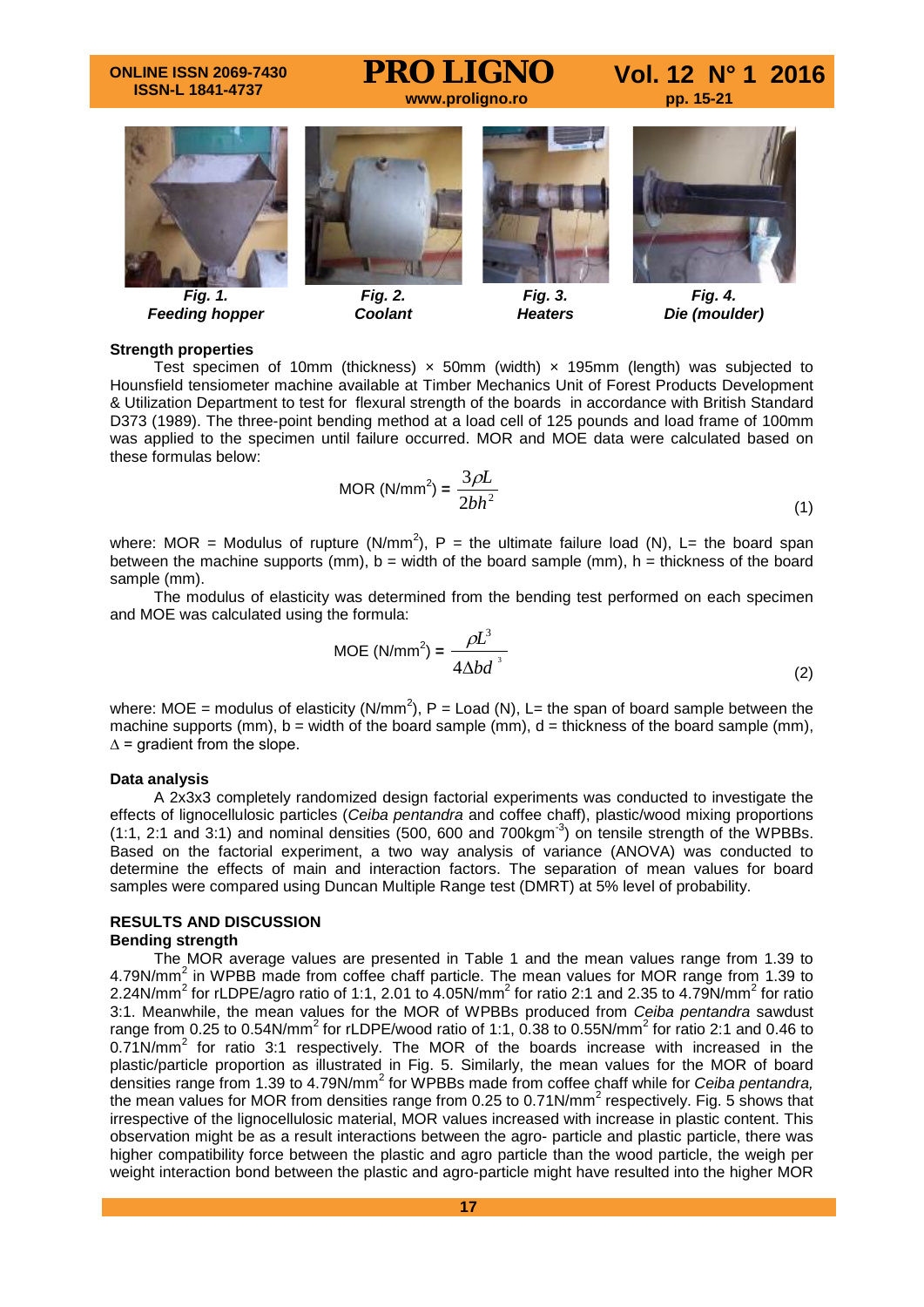*Fig. 1.*
*Feeding hopper*

*Fig. 2.*
*Coolant*

*Fig. 3.*
*Heaters*

*Fig. 4.*
*Die (moulder)*

**Strength properties**

Test specimen of 10mm (thickness) × 50mm (width) × 195mm (length) was subjected to Hounsfield tensiometer machine available at Timber Mechanics Unit of Forest Products Development & Utilization Department to test for flexural strength of the boards in accordance with British Standard D373 (1989). The three-point bending method at a load cell of 125 pounds and load frame of 100mm was applied to the specimen until failure occurred. MOR and MOE data were calculated based on these formulas below:

$$\text{MOR (N/mm}^2\text{)} = \frac{3\rho L}{2bh^2} \tag{1}$$

where: MOR = Modulus of rupture (N/mm$^2$), P = the ultimate failure load (N), L= the board span between the machine supports (mm), b = width of the board sample (mm), h = thickness of the board sample (mm).

The modulus of elasticity was determined from the bending test performed on each specimen and MOE was calculated using the formula:

$$\text{MOE (N/mm}^2\text{)} = \frac{\rho L^3}{4\Delta bd^3} \tag{2}$$

where: MOE = modulus of elasticity (N/mm$^2$), P = Load (N), L= the span of board sample between the machine supports (mm), b = width of the board sample (mm), d = thickness of the board sample (mm), $\Delta$ = gradient from the slope.

**Data analysis**

A 2x3x3 completely randomized design factorial experiments was conducted to investigate the effects of lignocellulosic particles (*Ceiba pentandra* and coffee chaff), plastic/wood mixing proportions (1:1, 2:1 and 3:1) and nominal densities (500, 600 and 700kgm$^{-3}$) on tensile strength of the WPBBs. Based on the factorial experiment, a two way analysis of variance (ANOVA) was conducted to determine the effects of main and interaction factors. The separation of mean values for board samples were compared using Duncan Multiple Range test (DMRT) at 5% level of probability.

## RESULTS AND DISCUSSION

**Bending strength**

The MOR average values are presented in Table 1 and the mean values range from 1.39 to 4.79N/mm$^2$ in WPBB made from coffee chaff particle. The mean values for MOR range from 1.39 to 2.24N/mm$^2$ for rLDPE/agro ratio of 1:1, 2.01 to 4.05N/mm$^2$ for ratio 2:1 and 2.35 to 4.79N/mm$^2$ for ratio 3:1. Meanwhile, the mean values for the MOR of WPBBs produced from *Ceiba pentandra* sawdust range from 0.25 to 0.54N/mm$^2$ for rLDPE/wood ratio of 1:1, 0.38 to 0.55N/mm$^2$ for ratio 2:1 and 0.46 to 0.71N/mm$^2$ for ratio 3:1 respectively. The MOR of the boards increase with increased in the plastic/particle proportion as illustrated in Fig. 5. Similarly, the mean values for the MOR of board densities range from 1.39 to 4.79N/mm$^2$ for WPBBs made from coffee chaff while for *Ceiba pentandra,* the mean values for MOR from densities range from 0.25 to 0.71N/mm$^2$ respectively. Fig. 5 shows that irrespective of the lignocellulosic material, MOR values increased with increase in plastic content. This observation might be as a result interactions between the agro- particle and plastic particle, there was higher compatibility force between the plastic and agro particle than the wood particle, the weigh per weight interaction bond between the plastic and agro-particle might have resulted into the higher MOR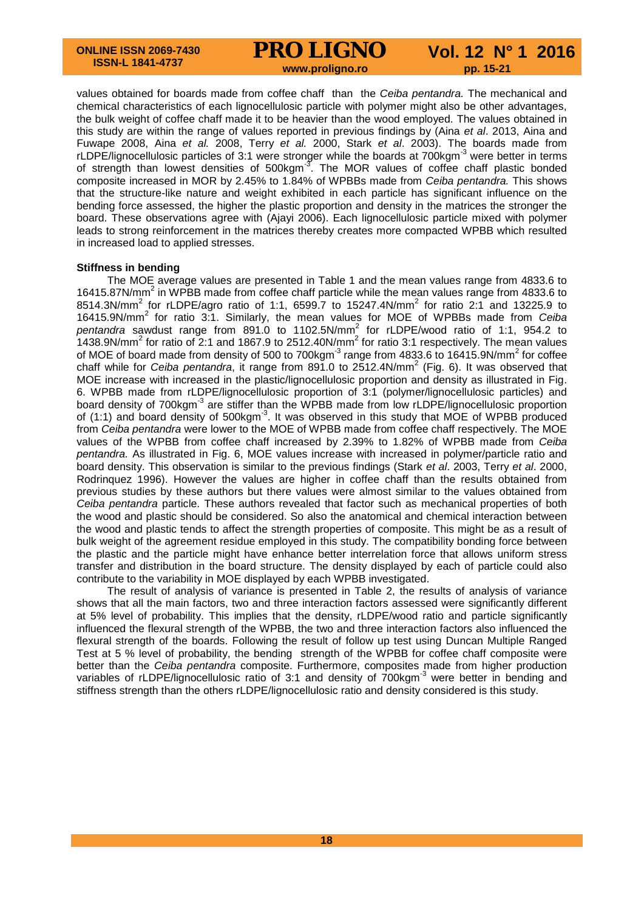values obtained for boards made from coffee chaff than the *Ceiba pentandra.* The mechanical and chemical characteristics of each lignocellulosic particle with polymer might also be other advantages, the bulk weight of coffee chaff made it to be heavier than the wood employed. The values obtained in this study are within the range of values reported in previous findings by (Aina *et al*. 2013, Aina and Fuwape 2008, Aina *et al.* 2008, Terry *et al.* 2000, Stark *et al*. 2003). The boards made from rLDPE/lignocellulosic particles of 3:1 were stronger while the boards at 700kgm$^{-3}$ were better in terms of strength than lowest densities of 500kgm$^{-3}$. The MOR values of coffee chaff plastic bonded composite increased in MOR by 2.45% to 1.84% of WPBBs made from *Ceiba pentandra.* This shows that the structure-like nature and weight exhibited in each particle has significant influence on the bending force assessed, the higher the plastic proportion and density in the matrices the stronger the board. These observations agree with (Ajayi 2006). Each lignocellulosic particle mixed with polymer leads to strong reinforcement in the matrices thereby creates more compacted WPBB which resulted in increased load to applied stresses.

**Stiffness in bending**

The MOE average values are presented in Table 1 and the mean values range from 4833.6 to 16415.87N/mm$^2$ in WPBB made from coffee chaff particle while the mean values range from 4833.6 to 8514.3N/mm$^2$ for rLDPE/agro ratio of 1:1, 6599.7 to 15247.4N/mm$^2$ for ratio 2:1 and 13225.9 to 16415.9N/mm$^2$ for ratio 3:1. Similarly, the mean values for MOE of WPBBs made from *Ceiba pentandra* sawdust range from 891.0 to 1102.5N/mm$^2$ for rLDPE/wood ratio of 1:1, 954.2 to 1438.9N/mm$^2$ for ratio of 2:1 and 1867.9 to 2512.40N/mm$^2$ for ratio 3:1 respectively. The mean values of MOE of board made from density of 500 to 700kgm$^{-3}$ range from 4833.6 to 16415.9N/mm$^2$ for coffee chaff while for *Ceiba pentandra*, it range from 891.0 to 2512.4N/mm$^2$ (Fig. 6). It was observed that MOE increase with increased in the plastic/lignocellulosic proportion and density as illustrated in Fig. 6. WPBB made from rLDPE/lignocellulosic proportion of 3:1 (polymer/lignocellulosic particles) and board density of 700kgm$^{-3}$ are stiffer than the WPBB made from low rLDPE/lignocellulosic proportion of (1:1) and board density of 500kgm$^{-3}$. It was observed in this study that MOE of WPBB produced from *Ceiba pentandra* were lower to the MOE of WPBB made from coffee chaff respectively. The MOE values of the WPBB from coffee chaff increased by 2.39% to 1.82% of WPBB made from *Ceiba pentandra.* As illustrated in Fig. 6, MOE values increase with increased in polymer/particle ratio and board density. This observation is similar to the previous findings (Stark *et al*. 2003, Terry *et al*. 2000, Rodrinquez 1996). However the values are higher in coffee chaff than the results obtained from previous studies by these authors but there values were almost similar to the values obtained from *Ceiba pentandra* particle. These authors revealed that factor such as mechanical properties of both the wood and plastic should be considered. So also the anatomical and chemical interaction between the wood and plastic tends to affect the strength properties of composite. This might be as a result of bulk weight of the agreement residue employed in this study. The compatibility bonding force between the plastic and the particle might have enhance better interrelation force that allows uniform stress transfer and distribution in the board structure. The density displayed by each of particle could also contribute to the variability in MOE displayed by each WPBB investigated.

The result of analysis of variance is presented in Table 2, the results of analysis of variance shows that all the main factors, two and three interaction factors assessed were significantly different at 5% level of probability. This implies that the density, rLDPE/wood ratio and particle significantly influenced the flexural strength of the WPBB, the two and three interaction factors also influenced the flexural strength of the boards. Following the result of follow up test using Duncan Multiple Ranged Test at 5 % level of probability, the bending strength of the WPBB for coffee chaff composite were better than the *Ceiba pentandra* composite. Furthermore, composites made from higher production variables of rLDPE/lignocellulosic ratio of 3:1 and density of 700kgm$^{-3}$ were better in bending and stiffness strength than the others rLDPE/lignocellulosic ratio and density considered is this study.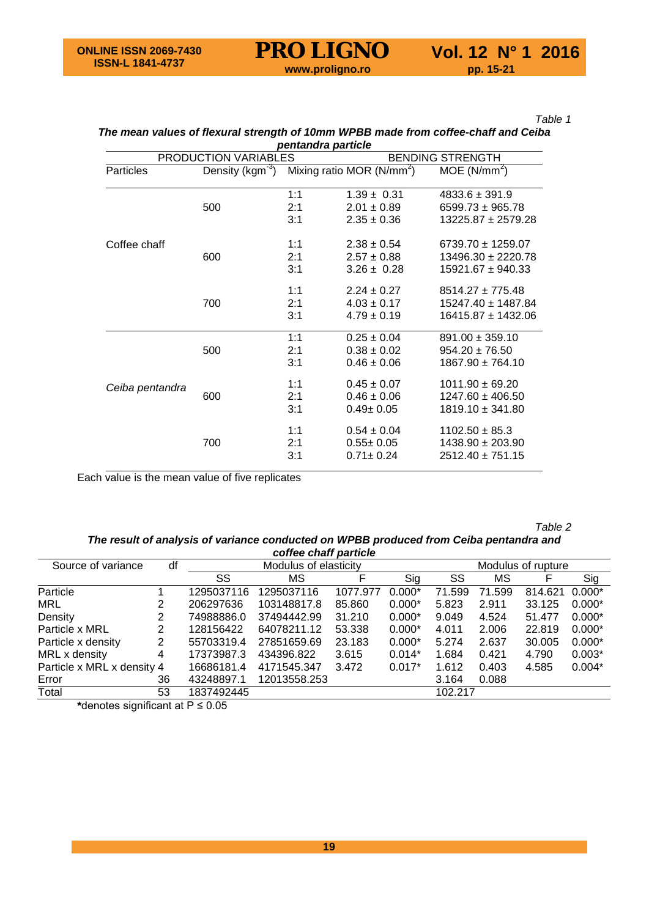*Table 1*

***The mean values of flexural strength of 10mm WPBB made from coffee-chaff and Ceiba pentandra particle***

| PRODUCTION VARIABLES | | | BENDING STRENGTH | |
|---|---|---|---|---|
| Particles | Density (kgm$^{-3}$) | Mixing ratio | MOR (N/mm$^2$) | MOE (N/mm$^2$) |
| Coffee chaff | 500 | 1:1 | 1.39 ± 0.31 | 4833.6 ± 391.9 |
| | | 2:1 | 2.01 ± 0.89 | 6599.73 ± 965.78 |
| | | 3:1 | 2.35 ± 0.36 | 13225.87 ± 2579.28 |
| | 600 | 1:1 | 2.38 ± 0.54 | 6739.70 ± 1259.07 |
| | | 2:1 | 2.57 ± 0.88 | 13496.30 ± 2220.78 |
| | | 3:1 | 3.26 ± 0.28 | 15921.67 ± 940.33 |
| | 700 | 1:1 | 2.24 ± 0.27 | 8514.27 ± 775.48 |
| | | 2:1 | 4.03 ± 0.17 | 15247.40 ± 1487.84 |
| | | 3:1 | 4.79 ± 0.19 | 16415.87 ± 1432.06 |
| *Ceiba pentandra* | 500 | 1:1 | 0.25 ± 0.04 | 891.00 ± 359.10 |
| | | 2:1 | 0.38 ± 0.02 | 954.20 ± 76.50 |
| | | 3:1 | 0.46 ± 0.06 | 1867.90 ± 764.10 |
| | 600 | 1:1 | 0.45 ± 0.07 | 1011.90 ± 69.20 |
| | | 2:1 | 0.46 ± 0.06 | 1247.60 ± 406.50 |
| | | 3:1 | 0.49± 0.05 | 1819.10 ± 341.80 |
| | 700 | 1:1 | 0.54 ± 0.04 | 1102.50 ± 85.3 |
| | | 2:1 | 0.55± 0.05 | 1438.90 ± 203.90 |
| | | 3:1 | 0.71± 0.24 | 2512.40 ± 751.15 |

Each value is the mean value of five replicates

*Table 2*

***The result of analysis of variance conducted on WPBB produced from Ceiba pentandra and coffee chaff particle***

| Source of variance | df | Modulus of elasticity | | | | Modulus of rupture | | | |
|---|---|---|---|---|---|---|---|---|---|
| | | SS | MS | F | Sig | SS | MS | F | Sig |
| Particle | 1 | 1295037116 | 1295037116 | 1077.977 | 0.000* | 71.599 | 71.599 | 814.621 | 0.000* |
| MRL | 2 | 206297636 | 103148817.8 | 85.860 | 0.000* | 5.823 | 2.911 | 33.125 | 0.000* |
| Density | 2 | 74988886.0 | 37494442.99 | 31.210 | 0.000* | 9.049 | 4.524 | 51.477 | 0.000* |
| Particle x MRL | 2 | 128156422 | 64078211.12 | 53.338 | 0.000* | 4.011 | 2.006 | 22.819 | 0.000* |
| Particle x density | 2 | 55703319.4 | 27851659.69 | 23.183 | 0.000* | 5.274 | 2.637 | 30.005 | 0.000* |
| MRL x density | 4 | 17373987.3 | 434396.822 | 3.615 | 0.014* | 1.684 | 0.421 | 4.790 | 0.003* |
| Particle x MRL x density | 4 | 16686181.4 | 4171545.347 | 3.472 | 0.017* | 1.612 | 0.403 | 4.585 | 0.004* |
| Error | 36 | 43248897.1 | 12013558.253 | | | 3.164 | 0.088 | | |
| Total | 53 | 1837492445 | | | | 102.217 | | | |

**\***denotes significant at P ≤ 0.05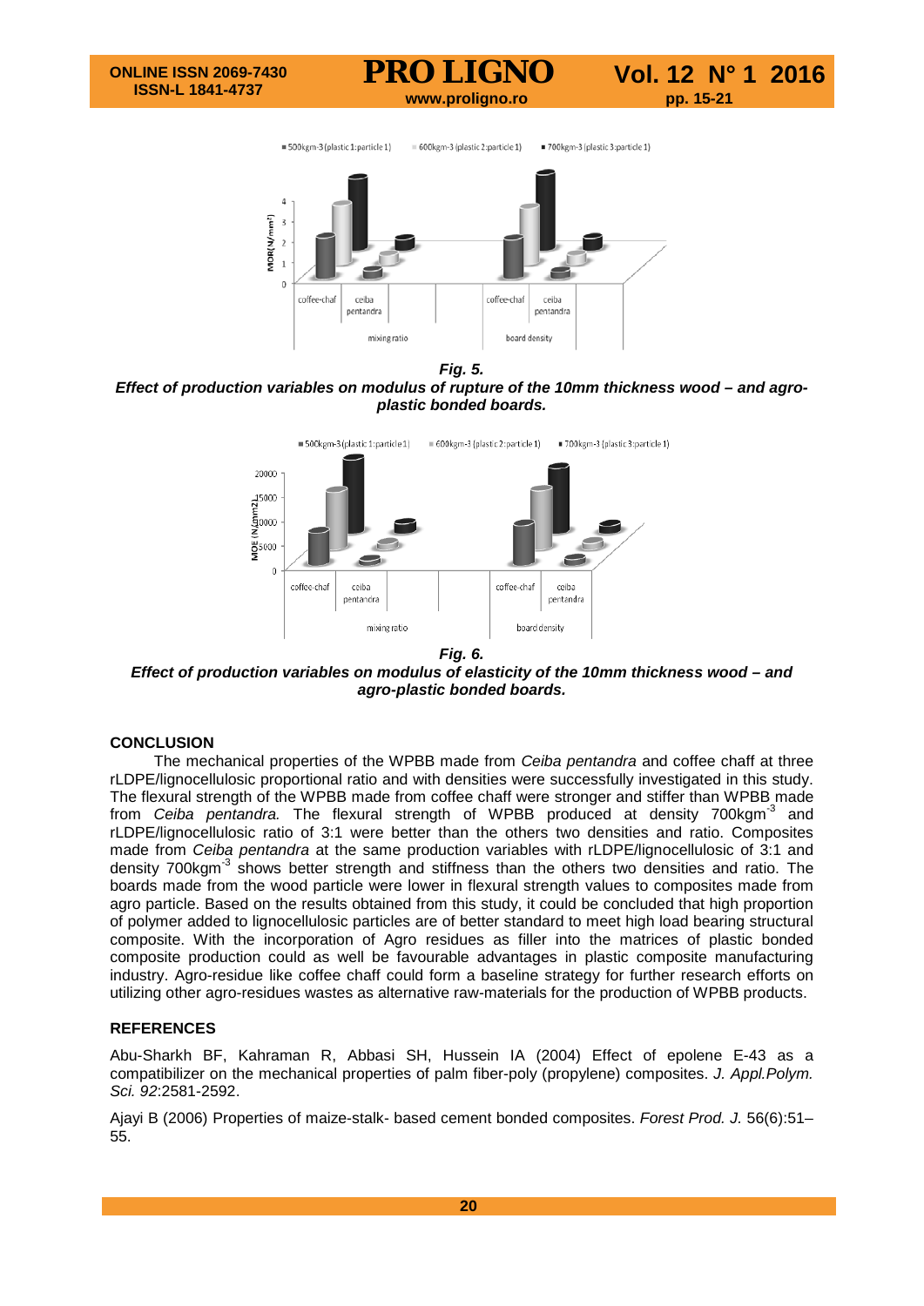*Fig. 5.*

***Effect of production variables on modulus of rupture of the 10mm thickness wood – and agro-plastic bonded boards.***

*Fig. 6.*

***Effect of production variables on modulus of elasticity of the 10mm thickness wood – and agro-plastic bonded boards.***

## CONCLUSION

The mechanical properties of the WPBB made from *Ceiba pentandra* and coffee chaff at three rLDPE/lignocellulosic proportional ratio and with densities were successfully investigated in this study. The flexural strength of the WPBB made from coffee chaff were stronger and stiffer than WPBB made from *Ceiba pentandra.* The flexural strength of WPBB produced at density 700kgm$^{-3}$ and rLDPE/lignocellulosic ratio of 3:1 were better than the others two densities and ratio. Composites made from *Ceiba pentandra* at the same production variables with rLDPE/lignocellulosic of 3:1 and density 700kgm$^{-3}$ shows better strength and stiffness than the others two densities and ratio. The boards made from the wood particle were lower in flexural strength values to composites made from agro particle. Based on the results obtained from this study, it could be concluded that high proportion of polymer added to lignocellulosic particles are of better standard to meet high load bearing structural composite. With the incorporation of Agro residues as filler into the matrices of plastic bonded composite production could as well be favourable advantages in plastic composite manufacturing industry. Agro-residue like coffee chaff could form a baseline strategy for further research efforts on utilizing other agro-residues wastes as alternative raw-materials for the production of WPBB products.

## REFERENCES

Abu-Sharkh BF, Kahraman R, Abbasi SH, Hussein IA (2004) Effect of epolene E-43 as a compatibilizer on the mechanical properties of palm fiber-poly (propylene) composites. *J. Appl.Polym. Sci. 92*:2581-2592.

Ajayi B (2006) Properties of maize-stalk- based cement bonded composites. *Forest Prod. J.* 56(6):51–55.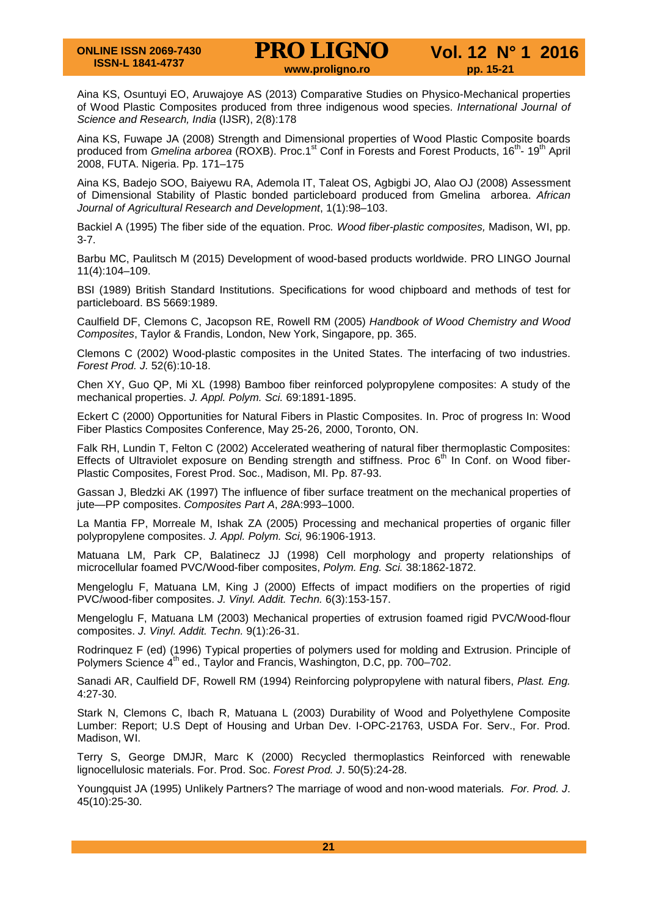Aina KS, Osuntuyi EO, Aruwajoye AS (2013) Comparative Studies on Physico-Mechanical properties of Wood Plastic Composites produced from three indigenous wood species. *International Journal of Science and Research, India* (IJSR), 2(8):178

Aina KS, Fuwape JA (2008) Strength and Dimensional properties of Wood Plastic Composite boards produced from *Gmelina arborea* (ROXB). Proc.1st Conf in Forests and Forest Products, 16th- 19th April 2008, FUTA. Nigeria. Pp. 171–175

Aina KS, Badejo SOO, Baiyewu RA, Ademola IT, Taleat OS, Agbigbi JO, Alao OJ (2008) Assessment of Dimensional Stability of Plastic bonded particleboard produced from Gmelina arborea. *African Journal of Agricultural Research and Development*, 1(1):98–103.

Backiel A (1995) The fiber side of the equation. Proc*. Wood fiber-plastic composites,* Madison, WI, pp. 3-7.

Barbu MC, Paulitsch M (2015) Development of wood-based products worldwide. PRO LINGO Journal 11(4):104–109.

BSI (1989) British Standard Institutions. Specifications for wood chipboard and methods of test for particleboard. BS 5669:1989.

Caulfield DF, Clemons C, Jacopson RE, Rowell RM (2005) *Handbook of Wood Chemistry and Wood Composites*, Taylor & Frandis, London, New York, Singapore, pp. 365.

Clemons C (2002) Wood-plastic composites in the United States. The interfacing of two industries. *Forest Prod. J.* 52(6):10-18.

Chen XY, Guo QP, Mi XL (1998) Bamboo fiber reinforced polypropylene composites: A study of the mechanical properties. *J. Appl. Polym. Sci.* 69:1891-1895.

Eckert C (2000) Opportunities for Natural Fibers in Plastic Composites. In. Proc of progress In: Wood Fiber Plastics Composites Conference, May 25-26, 2000, Toronto, ON.

Falk RH, Lundin T, Felton C (2002) Accelerated weathering of natural fiber thermoplastic Composites: Effects of Ultraviolet exposure on Bending strength and stiffness. Proc 6th In Conf. on Wood fiber-Plastic Composites, Forest Prod. Soc., Madison, MI. Pp. 87-93.

Gassan J, Bledzki AK (1997) The influence of fiber surface treatment on the mechanical properties of jute—PP composites. *Composites Part A*, *28*A:993–1000.

La Mantia FP, Morreale M, Ishak ZA (2005) Processing and mechanical properties of organic filler polypropylene composites. *J. Appl. Polym. Sci,* 96:1906-1913.

Matuana LM, Park CP, Balatinecz JJ (1998) Cell morphology and property relationships of microcellular foamed PVC/Wood-fiber composites, *Polym. Eng. Sci.* 38:1862-1872.

Mengeloglu F, Matuana LM, King J (2000) Effects of impact modifiers on the properties of rigid PVC/wood-fiber composites. *J. Vinyl. Addit. Techn.* 6(3):153-157.

Mengeloglu F, Matuana LM (2003) Mechanical properties of extrusion foamed rigid PVC/Wood-flour composites. *J. Vinyl. Addit. Techn.* 9(1):26-31.

Rodrinquez F (ed) (1996) Typical properties of polymers used for molding and Extrusion. Principle of Polymers Science 4th ed., Taylor and Francis, Washington, D.C, pp. 700–702.

Sanadi AR, Caulfield DF, Rowell RM (1994) Reinforcing polypropylene with natural fibers, *Plast. Eng.* 4:27-30.

Stark N, Clemons C, Ibach R, Matuana L (2003) Durability of Wood and Polyethylene Composite Lumber: Report; U.S Dept of Housing and Urban Dev. I-OPC-21763, USDA For. Serv., For. Prod. Madison, WI.

Terry S, George DMJR, Marc K (2000) Recycled thermoplastics Reinforced with renewable lignocellulosic materials. For. Prod. Soc. *Forest Prod. J*. 50(5):24-28.

Youngquist JA (1995) Unlikely Partners? The marriage of wood and non-wood materials*. For. Prod. J*. 45(10):25-30.